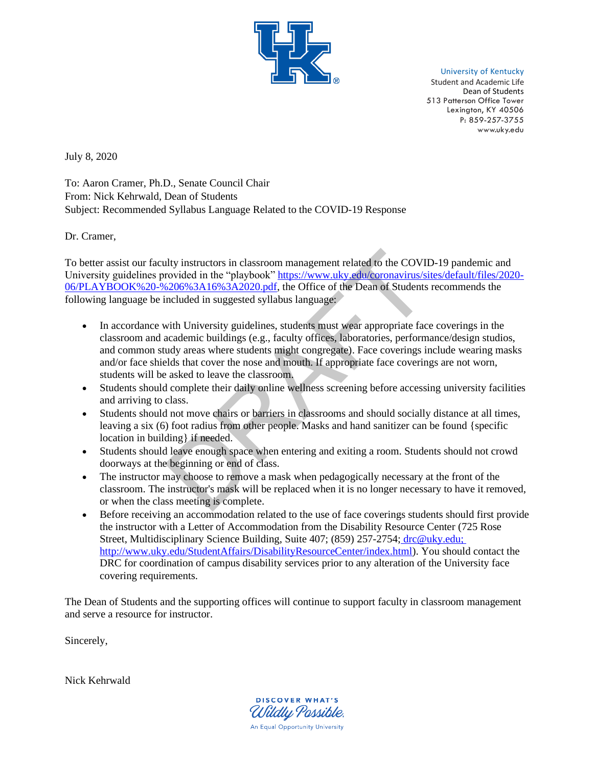University of Kentucky
Student and Academic Life
Dean of Students
513 Patterson Office Tower
Lexington, KY 40506
P: 859-257-3755
www.uky.edu

July 8, 2020

To: Aaron Cramer, Ph.D., Senate Council Chair
From: Nick Kehrwald, Dean of Students
Subject: Recommended Syllabus Language Related to the COVID-19 Response

Dr. Cramer,

To better assist our faculty instructors in classroom management related to the COVID-19 pandemic and University guidelines provided in the "playbook" [https://www.uky.edu/coronavirus/sites/default/files/2020-06/PLAYBOOK%20-%206%3A16%3A2020.pdf](https://www.uky.edu/coronavirus/sites/default/files/2020-06/PLAYBOOK%20-%206%3A16%3A2020.pdf), the Office of the Dean of Students recommends the following language be included in suggested syllabus language:

- In accordance with University guidelines, students must wear appropriate face coverings in the classroom and academic buildings (e.g., faculty offices, laboratories, performance/design studios, and common study areas where students might congregate). Face coverings include wearing masks and/or face shields that cover the nose and mouth. If appropriate face coverings are not worn, students will be asked to leave the classroom.
- Students should complete their daily online wellness screening before accessing university facilities and arriving to class.
- Students should not move chairs or barriers in classrooms and should socially distance at all times, leaving a six (6) foot radius from other people. Masks and hand sanitizer can be found {specific location in building} if needed.
- Students should leave enough space when entering and exiting a room. Students should not crowd doorways at the beginning or end of class.
- The instructor may choose to remove a mask when pedagogically necessary at the front of the classroom. The instructor's mask will be replaced when it is no longer necessary to have it removed, or when the class meeting is complete.
- Before receiving an accommodation related to the use of face coverings students should first provide the instructor with a Letter of Accommodation from the Disability Resource Center (725 Rose Street, Multidisciplinary Science Building, Suite 407; (859) 257-2754; drc@uky.edu; [http://www.uky.edu/StudentAffairs/DisabilityResourceCenter/index.html](http://www.uky.edu/StudentAffairs/DisabilityResourceCenter/index.html)). You should contact the DRC for coordination of campus disability services prior to any alteration of the University face covering requirements.

The Dean of Students and the supporting offices will continue to support faculty in classroom management and serve a resource for instructor.

Sincerely,

Nick Kehrwald

DISCOVER WHAT'S
Wildly Possible.
An Equal Opportunity University